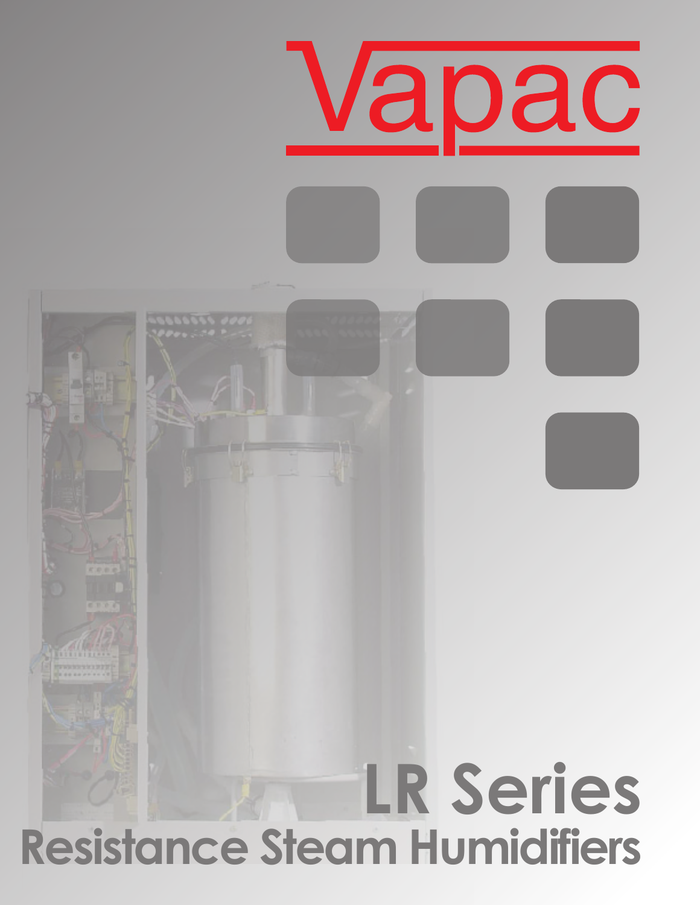# Vapac

# LR Series

## Resistance Steam Humidifiers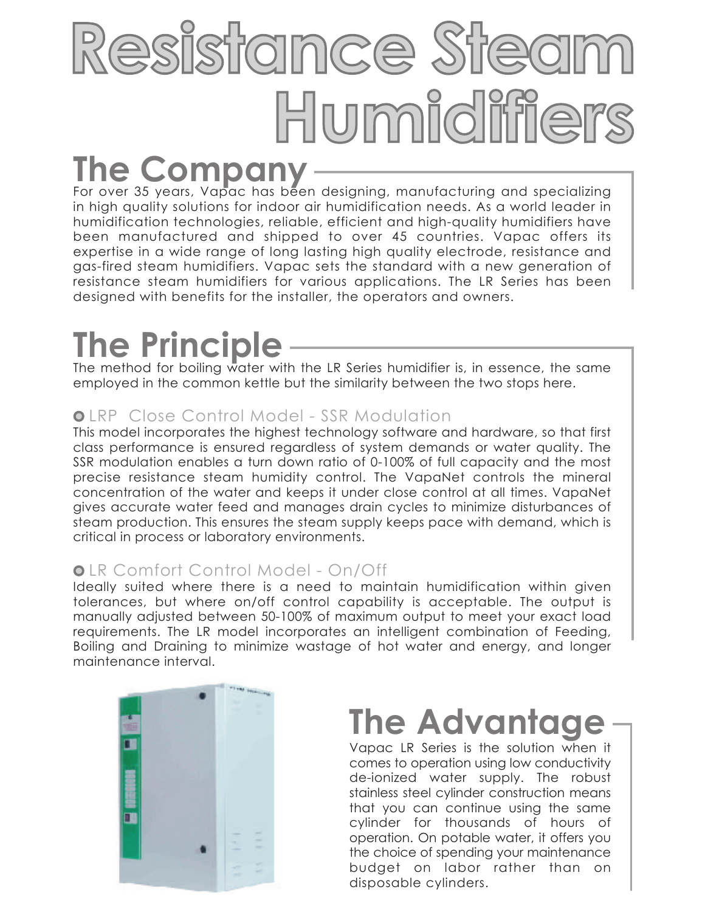# Resistance Steam Humidifiers

## The Company

For over 35 years, Vapac has been designing, manufacturing and specializing in high quality solutions for indoor air humidification needs. As a world leader in humidification technologies, reliable, efficient and high-quality humidifiers have been manufactured and shipped to over 45 countries. Vapac offers its expertise in a wide range of long lasting high quality electrode, resistance and gas-fired steam humidifiers. Vapac sets the standard with a new generation of resistance steam humidifiers for various applications. The LR Series has been designed with benefits for the installer, the operators and owners.

## The Principle

The method for boiling water with the LR Series humidifier is, in essence, the same employed in the common kettle but the similarity between the two stops here.

### LRP Close Control Model - SSR Modulation

This model incorporates the highest technology software and hardware, so that first class performance is ensured regardless of system demands or water quality. The SSR modulation enables a turn down ratio of 0-100% of full capacity and the most precise resistance steam humidity control. The VapaNet controls the mineral concentration of the water and keeps it under close control at all times. VapaNet gives accurate water feed and manages drain cycles to minimize disturbances of steam production. This ensures the steam supply keeps pace with demand, which is critical in process or laboratory environments.

### LR Comfort Control Model - On/Off

Ideally suited where there is a need to maintain humidification within given tolerances, but where on/off control capability is acceptable. The output is manually adjusted between 50-100% of maximum output to meet your exact load requirements. The LR model incorporates an intelligent combination of Feeding, Boiling and Draining to minimize wastage of hot water and energy, and longer maintenance interval.

## The Advantage

Vapac LR Series is the solution when it comes to operation using low conductivity de-ionized water supply. The robust stainless steel cylinder construction means that you can continue using the same cylinder for thousands of hours of operation. On potable water, it offers you the choice of spending your maintenance budget on labor rather than on disposable cylinders.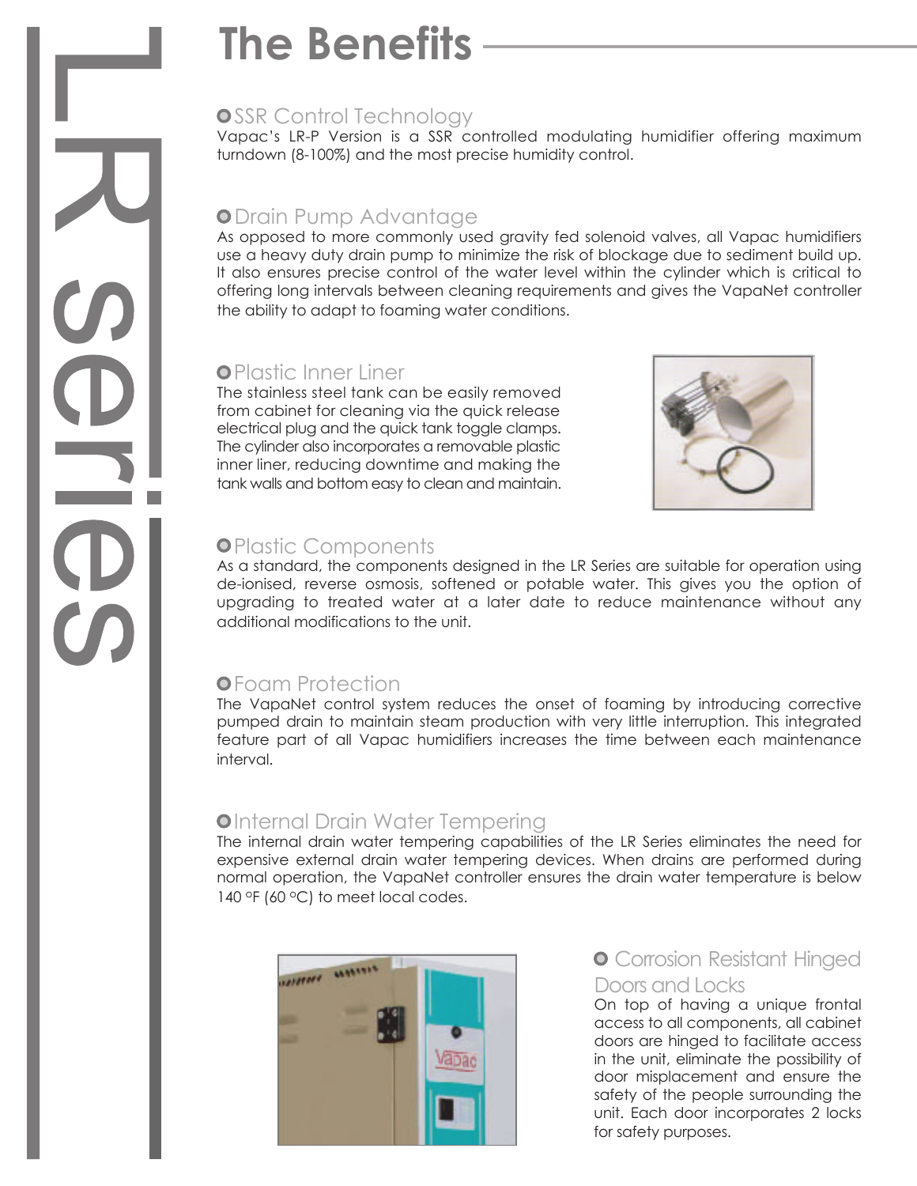# The Benefits

### SSR Control Technology

Vapac's LR-P Version is a SSR controlled modulating humidifier offering maximum turndown (8-100%) and the most precise humidity control.

### Drain Pump Advantage

As opposed to more commonly used gravity fed solenoid valves, all Vapac humidifiers use a heavy duty drain pump to minimize the risk of blockage due to sediment build up. It also ensures precise control of the water level within the cylinder which is critical to offering long intervals between cleaning requirements and gives the VapaNet controller the ability to adapt to foaming water conditions.

### Plastic Inner Liner

The stainless steel tank can be easily removed from cabinet for cleaning via the quick release electrical plug and the quick tank toggle clamps. The cylinder also incorporates a removable plastic inner liner, reducing downtime and making the tank walls and bottom easy to clean and maintain.

### Plastic Components

As a standard, the components designed in the LR Series are suitable for operation using de-ionised, reverse osmosis, softened or potable water. This gives you the option of upgrading to treated water at a later date to reduce maintenance without any additional modifications to the unit.

### Foam Protection

The VapaNet control system reduces the onset of foaming by introducing corrective pumped drain to maintain steam production with very little interruption. This integrated feature part of all Vapac humidifiers increases the time between each maintenance interval.

### Internal Drain Water Tempering

The internal drain water tempering capabilities of the LR Series eliminates the need for expensive external drain water tempering devices. When drains are performed during normal operation, the VapaNet controller ensures the drain water temperature is below 140 °F (60 °C) to meet local codes.

### Corrosion Resistant Hinged Doors and Locks

On top of having a unique frontal access to all components, all cabinet doors are hinged to facilitate access in the unit, eliminate the possibility of door misplacement and ensure the safety of the people surrounding the unit. Each door incorporates 2 locks for safety purposes.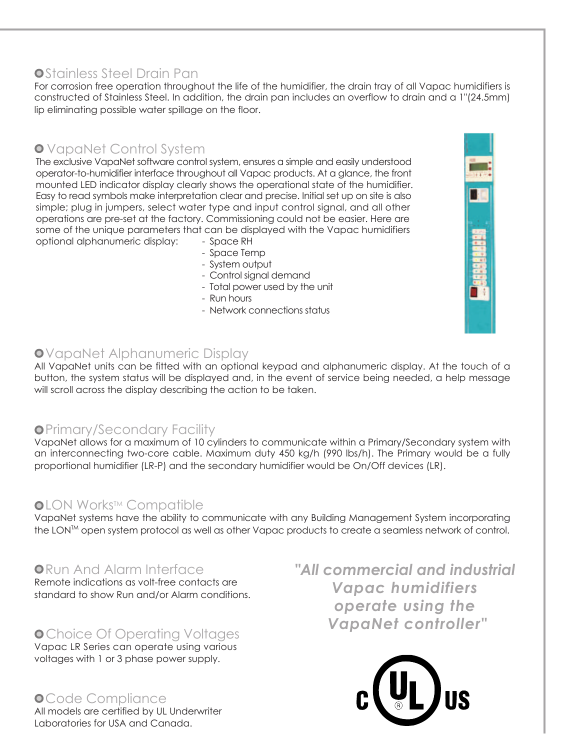## Stainless Steel Drain Pan

For corrosion free operation throughout the life of the humidifier, the drain tray of all Vapac humidifiers is constructed of Stainless Steel. In addition, the drain pan includes an overflow to drain and a 1"(24.5mm) lip eliminating possible water spillage on the floor.

## VapaNet Control System

The exclusive VapaNet software control system, ensures a simple and easily understood operator-to-humidifier interface throughout all Vapac products. At a glance, the front mounted LED indicator display clearly shows the operational state of the humidifier. Easy to read symbols make interpretation clear and precise. Initial set up on site is also simple; plug in jumpers, select water type and input control signal, and all other operations are pre-set at the factory. Commissioning could not be easier. Here are some of the unique parameters that can be displayed with the Vapac humidifiers optional alphanumeric display:

- Space RH
- Space Temp
- System output
- Control signal demand
- Total power used by the unit
- Run hours
- Network connections status

## VapaNet Alphanumeric Display

All VapaNet units can be fitted with an optional keypad and alphanumeric display. At the touch of a button, the system status will be displayed and, in the event of service being needed, a help message will scroll across the display describing the action to be taken.

## Primary/Secondary Facility

VapaNet allows for a maximum of 10 cylinders to communicate within a Primary/Secondary system with an interconnecting two-core cable. Maximum duty 450 kg/h (990 lbs/h). The Primary would be a fully proportional humidifier (LR-P) and the secondary humidifier would be On/Off devices (LR).

## LON Works™ Compatible

VapaNet systems have the ability to communicate with any Building Management System incorporating the LON™ open system protocol as well as other Vapac products to create a seamless network of control.

## Run And Alarm Interface

Remote indications as volt-free contacts are standard to show Run and/or Alarm conditions.

## Choice Of Operating Voltages

Vapac LR Series can operate using various voltages with 1 or 3 phase power supply.

## Code Compliance

All models are certified by UL Underwriter Laboratories for USA and Canada.

***"All commercial and industrial Vapac humidifiers operate using the VapaNet controller"***

c UL US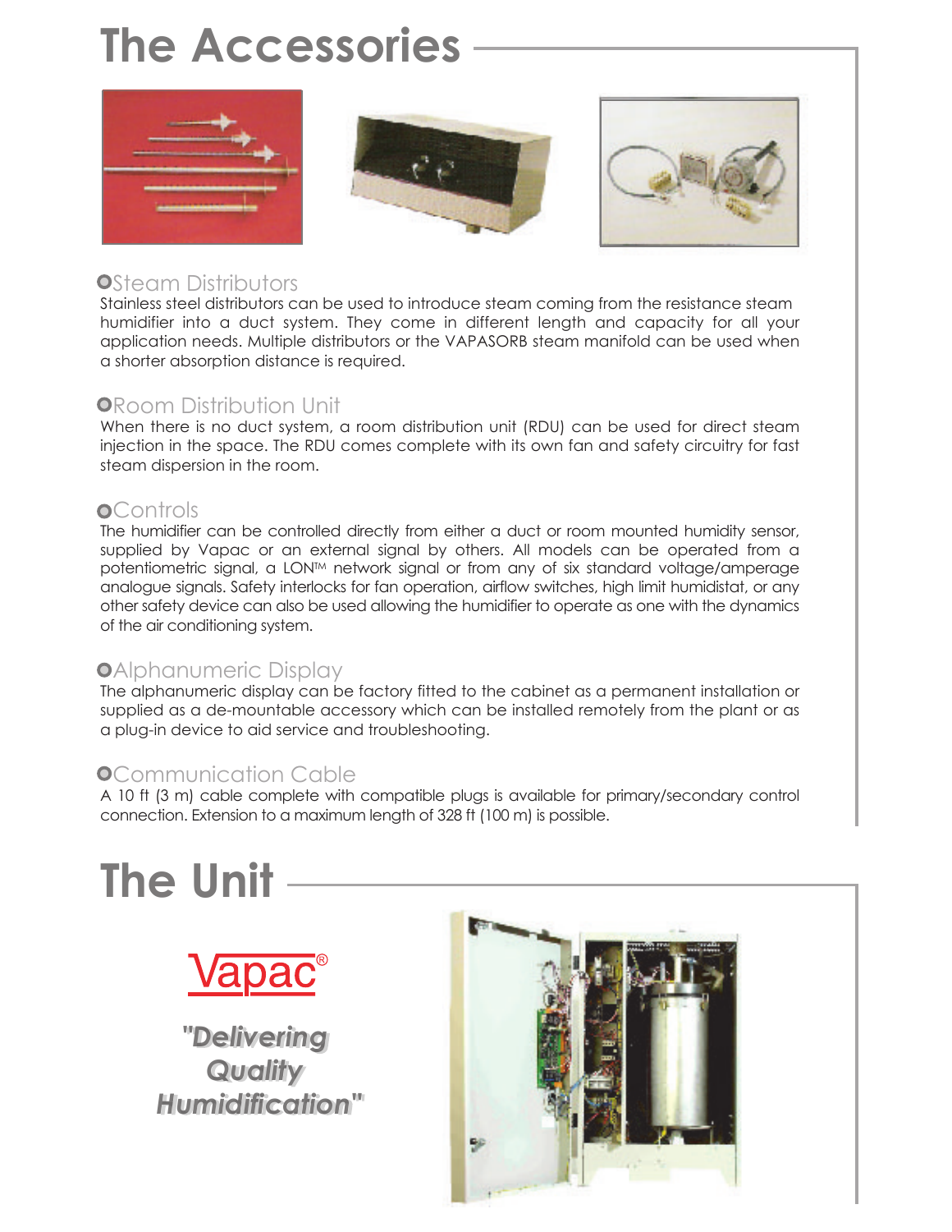# The Accessories

### Steam Distributors

Stainless steel distributors can be used to introduce steam coming from the resistance steam humidifier into a duct system. They come in different length and capacity for all your application needs. Multiple distributors or the VAPASORB steam manifold can be used when a shorter absorption distance is required.

### Room Distribution Unit

When there is no duct system, a room distribution unit (RDU) can be used for direct steam injection in the space. The RDU comes complete with its own fan and safety circuitry for fast steam dispersion in the room.

### Controls

The humidifier can be controlled directly from either a duct or room mounted humidity sensor, supplied by Vapac or an external signal by others. All models can be operated from a potentiometric signal, a LON™ network signal or from any of six standard voltage/amperage analogue signals. Safety interlocks for fan operation, airflow switches, high limit humidistat, or any other safety device can also be used allowing the humidifier to operate as one with the dynamics of the air conditioning system.

### Alphanumeric Display

The alphanumeric display can be factory fitted to the cabinet as a permanent installation or supplied as a de-mountable accessory which can be installed remotely from the plant or as a plug-in device to aid service and troubleshooting.

### Communication Cable

A 10 ft (3 m) cable complete with compatible plugs is available for primary/secondary control connection. Extension to a maximum length of 328 ft (100 m) is possible.

# The Unit

Vapac®

***"Delivering Quality Humidification"***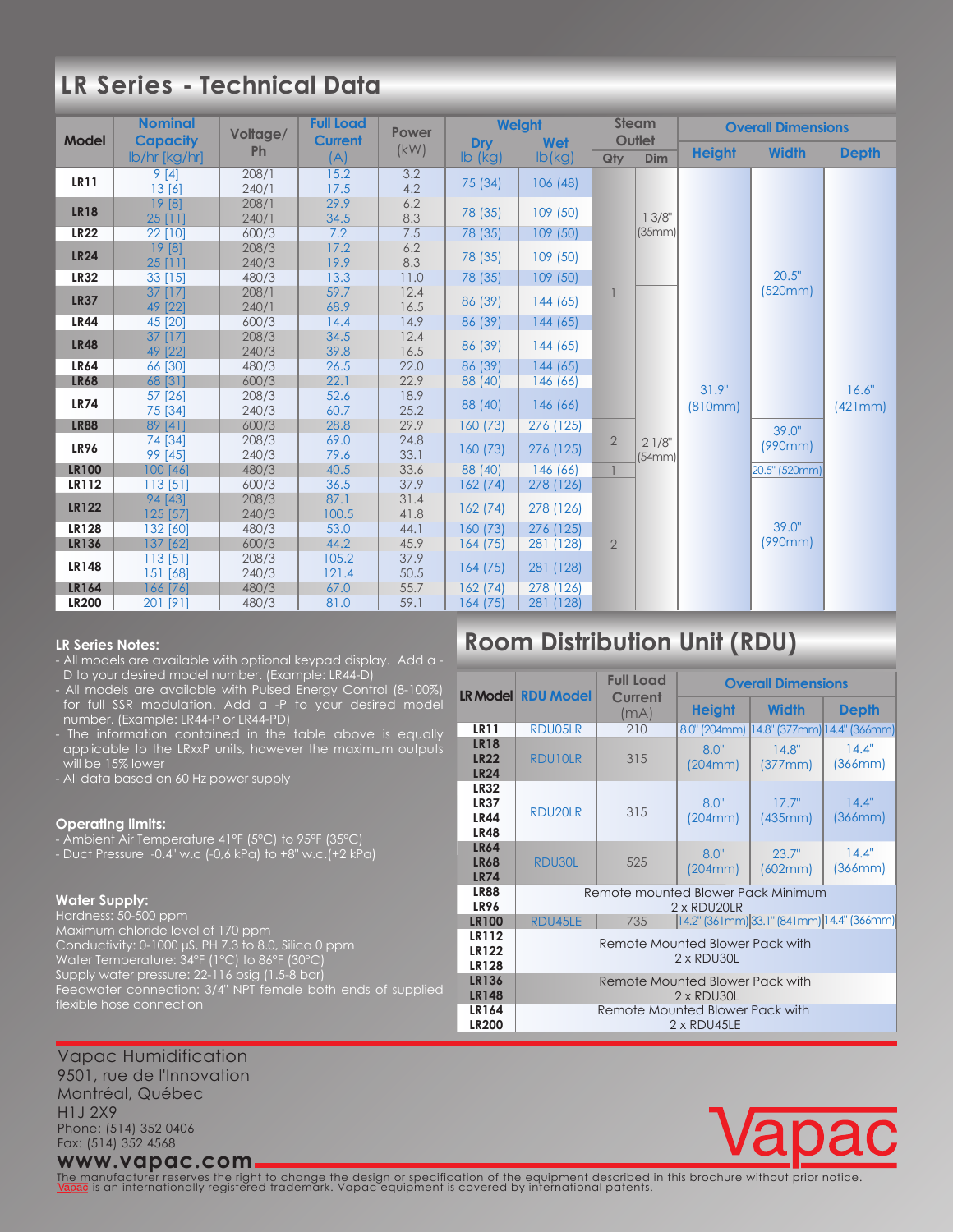## LR Series - Technical Data

| Model | Nominal Capacity lb/hr [kg/hr] | Voltage/ Ph | Full Load Current (A) | Power (kW) | Weight Dry lb (kg) | Weight Wet lb(kg) | Steam Outlet Qty | Steam Outlet Dim | Overall Dimensions Height | Overall Dimensions Width | Overall Dimensions Depth |
|---|---|---|---|---|---|---|---|---|---|---|---|
| LR11 | 9 [4] | 208/1 | 15.2 | 3.2 | 75 (34) | 106 (48) | 1 | 1 3/8" (35mm) | 31.9" (810mm) | 20.5" (520mm) | 16.6" (421mm) |
| | 13 [6] | 240/1 | 17.5 | 4.2 | | | | | | | |
| LR18 | 19 [8] | 208/1 | 29.9 | 6.2 | 78 (35) | 109 (50) | | | | | |
| | 25 [11] | 240/1 | 34.5 | 8.3 | | | | | | | |
| LR22 | 22 [10] | 600/3 | 7.2 | 7.5 | 78 (35) | 109 (50) | | | | | |
| LR24 | 19 [8] | 208/3 | 17.2 | 6.2 | 78 (35) | 109 (50) | | | | | |
| | 25 [11] | 240/3 | 19.9 | 8.3 | | | | | | | |
| LR32 | 33 [15] | 480/3 | 13.3 | 11.0 | 78 (35) | 109 (50) | | | | | |
| LR37 | 37 [17] | 208/1 | 59.7 | 12.4 | 86 (39) | 144 (65) | | 2 1/8" (54mm) | | | |
| | 49 [22] | 240/1 | 68.9 | 16.5 | | | | | | | |
| LR44 | 45 [20] | 600/3 | 14.4 | 14.9 | 86 (39) | 144 (65) | | | | | |
| LR48 | 37 [17] | 208/3 | 34.5 | 12.4 | 86 (39) | 144 (65) | | | | | |
| | 49 [22] | 240/3 | 39.8 | 16.5 | | | | | | | |
| LR64 | 66 [30] | 480/3 | 26.5 | 22.0 | 86 (39) | 144 (65) | | | | | |
| LR68 | 68 [31] | 600/3 | 22.1 | 22.9 | 88 (40) | 146 (66) | | | | | |
| LR74 | 57 [26] | 208/3 | 52.6 | 18.9 | 88 (40) | 146 (66) | | | | | |
| | 75 [34] | 240/3 | 60.7 | 25.2 | | | | | | | |
| LR88 | 89 [41] | 600/3 | 28.8 | 29.9 | 160 (73) | 276 (125) | 2 | | | 39.0" (990mm) | |
| LR96 | 74 [34] | 208/3 | 69.0 | 24.8 | 160 (73) | 276 (125) | | | | | |
| | 99 [45] | 240/3 | 79.6 | 33.1 | | | | | | | |
| LR100 | 100 [46] | 480/3 | 40.5 | 33.6 | 88 (40) | 146 (66) | 1 | | | 20.5" (520mm) | |
| LR112 | 113 [51] | 600/3 | 36.5 | 37.9 | 162 (74) | 278 (126) | 2 | | | 39.0" (990mm) | |
| LR122 | 94 [43] | 208/3 | 87.1 | 31.4 | 162 (74) | 278 (126) | | | | | |
| | 125 [57] | 240/3 | 100.5 | 41.8 | | | | | | | |
| LR128 | 132 [60] | 480/3 | 53.0 | 44.1 | 160 (73) | 276 (125) | | | | | |
| LR136 | 137 [62] | 600/3 | 44.2 | 45.9 | 164 (75) | 281 (128) | | | | | |
| LR148 | 113 [51] | 208/3 | 105.2 | 37.9 | 164 (75) | 281 (128) | | | | | |
| | 151 [68] | 240/3 | 121.4 | 50.5 | | | | | | | |
| LR164 | 166 [76] | 480/3 | 67.0 | 55.7 | 162 (74) | 278 (126) | | | | | |
| LR200 | 201 [91] | 480/3 | 81.0 | 59.1 | 164 (75) | 281 (128) | | | | | |

**LR Series Notes:**
- All models are available with optional keypad display. Add a -D to your desired model number. (Example: LR44-D)
- All models are available with Pulsed Energy Control (8-100%) for full SSR modulation. Add a -P to your desired model number. (Example: LR44-P or LR44-PD)
- The information contained in the table above is equally applicable to the LRxxP units, however the maximum outputs will be 15% lower
- All data based on 60 Hz power supply

**Operating limits:**
- Ambient Air Temperature 41°F (5°C) to 95°F (35°C)
- Duct Pressure -0.4" w.c (-0.6 kPa) to +8" w.c.(+2 kPa)

**Water Supply:**
Hardness: 50-500 ppm
Maximum chloride level of 170 ppm
Conductivity: 0-1000 µS, PH 7.3 to 8.0, Silica 0 ppm
Water Temperature: 34°F (1°C) to 86°F (30°C)
Supply water pressure: 22-116 psig (1.5-8 bar)
Feedwater connection: 3/4" NPT female both ends of supplied flexible hose connection

## Room Distribution Unit (RDU)

| LR Model | RDU Model | Full Load Current (mA) | Overall Dimensions Height | Overall Dimensions Width | Overall Dimensions Depth |
|---|---|---|---|---|---|
| LR11 | RDU05LR | 210 | 8.0" (204mm) | 14.8" (377mm) | 14.4" (366mm) |
| LR18, LR22, LR24 | RDU10LR | 315 | 8.0" (204mm) | 14.8" (377mm) | 14.4" (366mm) |
| LR32, LR37, LR44, LR48 | RDU20LR | 315 | 8.0" (204mm) | 17.7" (435mm) | 14.4" (366mm) |
| LR64, LR68, LR74 | RDU30L | 525 | 8.0" (204mm) | 23.7" (602mm) | 14.4" (366mm) |
| LR88, LR96 | Remote mounted Blower Pack Minimum 2 x RDU20LR | | | | |
| LR100 | RDU45LE | 735 | 14.2" (361mm) | 33.1" (841mm) | 14.4" (366mm) |
| LR112, LR122, LR128 | Remote Mounted Blower Pack with 2 x RDU30L | | | | |
| LR136, LR148 | Remote Mounted Blower Pack with 2 x RDU30L | | | | |
| LR164, LR200 | Remote Mounted Blower Pack with 2 x RDU45LE | | | | |

Vapac Humidification
9501, rue de l'Innovation
Montréal, Québec
H1J 2X9
Phone: (514) 352 0406
Fax: (514) 352 4568
**www.vapac.com**

Vapac

The manufacturer reserves the right to change the design or specification of the equipment described in this brochure without prior notice.
Vapac is an internationally registered trademark. Vapac equipment is covered by international patents.